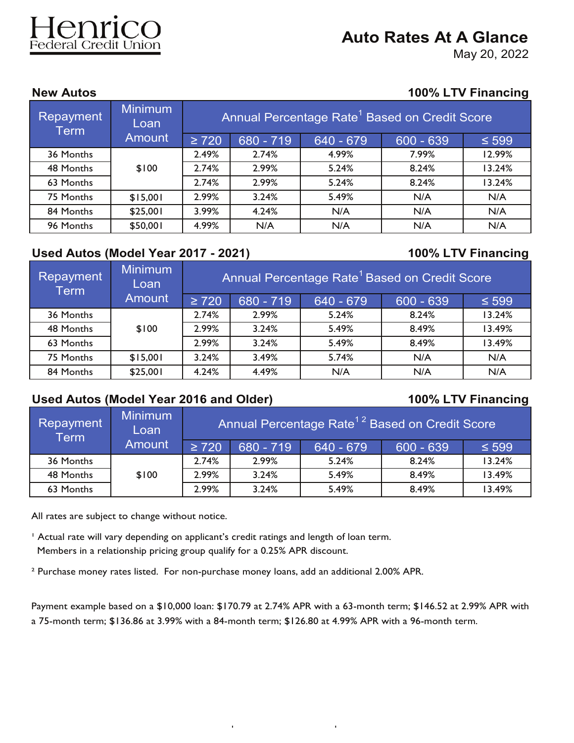# Henrico Federal Credit Union

## Auto Rates At A Glance

May 20, 2022

### New Autos

**100% LTV Financing**

| Repayment Term | Minimum Loan Amount | Annual Percentage Rate[1] Based on Credit Score | | | | |
|---|---|---|---|---|---|---|
| | | ≥ 720 | 680 - 719 | 640 - 679 | 600 - 639 | ≤ 599 |
| 36 Months | $100 | 2.49% | 2.74% | 4.99% | 7.99% | 12.99% |
| 48 Months | $100 | 2.74% | 2.99% | 5.24% | 8.24% | 13.24% |
| 63 Months | $100 | 2.74% | 2.99% | 5.24% | 8.24% | 13.24% |
| 75 Months | $15,001 | 2.99% | 3.24% | 5.49% | N/A | N/A |
| 84 Months | $25,001 | 3.99% | 4.24% | N/A | N/A | N/A |
| 96 Months | $50,001 | 4.99% | N/A | N/A | N/A | N/A |

### Used Autos (Model Year 2017 - 2021)

**100% LTV Financing**

| Repayment Term | Minimum Loan Amount | Annual Percentage Rate[1] Based on Credit Score | | | | |
|---|---|---|---|---|---|---|
| | | ≥ 720 | 680 - 719 | 640 - 679 | 600 - 639 | ≤ 599 |
| 36 Months | $100 | 2.74% | 2.99% | 5.24% | 8.24% | 13.24% |
| 48 Months | $100 | 2.99% | 3.24% | 5.49% | 8.49% | 13.49% |
| 63 Months | $100 | 2.99% | 3.24% | 5.49% | 8.49% | 13.49% |
| 75 Months | $15,001 | 3.24% | 3.49% | 5.74% | N/A | N/A |
| 84 Months | $25,001 | 4.24% | 4.49% | N/A | N/A | N/A |

### Used Autos (Model Year 2016 and Older)

**100% LTV Financing**

| Repayment Term | Minimum Loan Amount | Annual Percentage Rate[1 2] Based on Credit Score | | | | |
|---|---|---|---|---|---|---|
| | | ≥ 720 | 680 - 719 | 640 - 679 | 600 - 639 | ≤ 599 |
| 36 Months | $100 | 2.74% | 2.99% | 5.24% | 8.24% | 13.24% |
| 48 Months | $100 | 2.99% | 3.24% | 5.49% | 8.49% | 13.49% |
| 63 Months | $100 | 2.99% | 3.24% | 5.49% | 8.49% | 13.49% |

All rates are subject to change without notice.

[1] Actual rate will vary depending on applicant's credit ratings and length of loan term. Members in a relationship pricing group qualify for a 0.25% APR discount.

[2] Purchase money rates listed. For non-purchase money loans, add an additional 2.00% APR.

Payment example based on a $10,000 loan: $170.79 at 2.74% APR with a 63-month term; $146.52 at 2.99% APR with a 75-month term; $136.86 at 3.99% with a 84-month term; $126.80 at 4.99% APR with a 96-month term.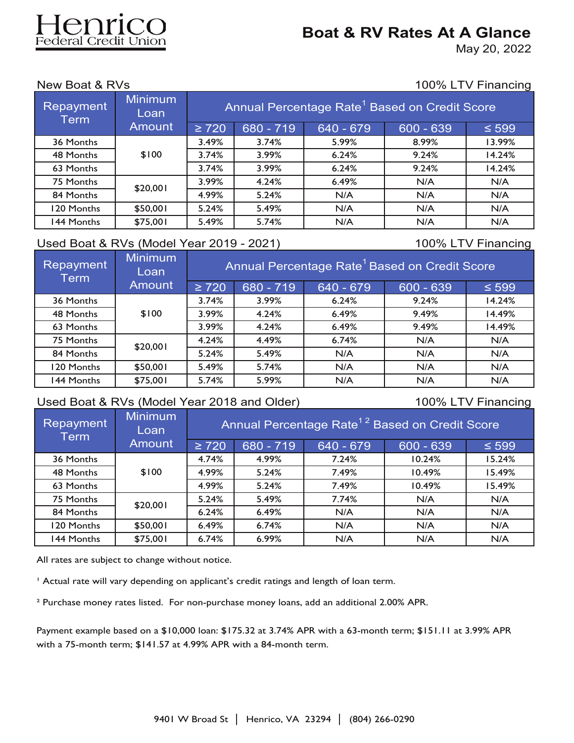# Henrico Federal Credit Union

## Boat & RV Rates At A Glance

May 20, 2022

### New Boat & RVs

100% LTV Financing

| Repayment Term | Minimum Loan Amount | Annual Percentage Rate[1] Based on Credit Score | | | | |
|---|---|---|---|---|---|---|
| | | ≥ 720 | 680 - 719 | 640 - 679 | 600 - 639 | ≤ 599 |
| 36 Months | $100 | 3.49% | 3.74% | 5.99% | 8.99% | 13.99% |
| 48 Months | | 3.74% | 3.99% | 6.24% | 9.24% | 14.24% |
| 63 Months | | 3.74% | 3.99% | 6.24% | 9.24% | 14.24% |
| 75 Months | $20,001 | 3.99% | 4.24% | 6.49% | N/A | N/A |
| 84 Months | | 4.99% | 5.24% | N/A | N/A | N/A |
| 120 Months | $50,001 | 5.24% | 5.49% | N/A | N/A | N/A |
| 144 Months | $75,001 | 5.49% | 5.74% | N/A | N/A | N/A |

### Used Boat & RVs (Model Year 2019 - 2021)

100% LTV Financing

| Repayment Term | Minimum Loan Amount | Annual Percentage Rate[1] Based on Credit Score | | | | |
|---|---|---|---|---|---|---|
| | | ≥ 720 | 680 - 719 | 640 - 679 | 600 - 639 | ≤ 599 |
| 36 Months | $100 | 3.74% | 3.99% | 6.24% | 9.24% | 14.24% |
| 48 Months | | 3.99% | 4.24% | 6.49% | 9.49% | 14.49% |
| 63 Months | | 3.99% | 4.24% | 6.49% | 9.49% | 14.49% |
| 75 Months | $20,001 | 4.24% | 4.49% | 6.74% | N/A | N/A |
| 84 Months | | 5.24% | 5.49% | N/A | N/A | N/A |
| 120 Months | $50,001 | 5.49% | 5.74% | N/A | N/A | N/A |
| 144 Months | $75,001 | 5.74% | 5.99% | N/A | N/A | N/A |

### Used Boat & RVs (Model Year 2018 and Older)

100% LTV Financing

| Repayment Term | Minimum Loan Amount | Annual Percentage Rate[1 2] Based on Credit Score | | | | |
|---|---|---|---|---|---|---|
| | | ≥ 720 | 680 - 719 | 640 - 679 | 600 - 639 | ≤ 599 |
| 36 Months | $100 | 4.74% | 4.99% | 7.24% | 10.24% | 15.24% |
| 48 Months | | 4.99% | 5.24% | 7.49% | 10.49% | 15.49% |
| 63 Months | | 4.99% | 5.24% | 7.49% | 10.49% | 15.49% |
| 75 Months | $20,001 | 5.24% | 5.49% | 7.74% | N/A | N/A |
| 84 Months | | 6.24% | 6.49% | N/A | N/A | N/A |
| 120 Months | $50,001 | 6.49% | 6.74% | N/A | N/A | N/A |
| 144 Months | $75,001 | 6.74% | 6.99% | N/A | N/A | N/A |

All rates are subject to change without notice.

[1] Actual rate will vary depending on applicant's credit ratings and length of loan term.

[2] Purchase money rates listed. For non-purchase money loans, add an additional 2.00% APR.

Payment example based on a $10,000 loan: $175.32 at 3.74% APR with a 63-month term; $151.11 at 3.99% APR with a 75-month term; $141.57 at 4.99% APR with a 84-month term.

9401 W Broad St | Henrico, VA 23294 | (804) 266-0290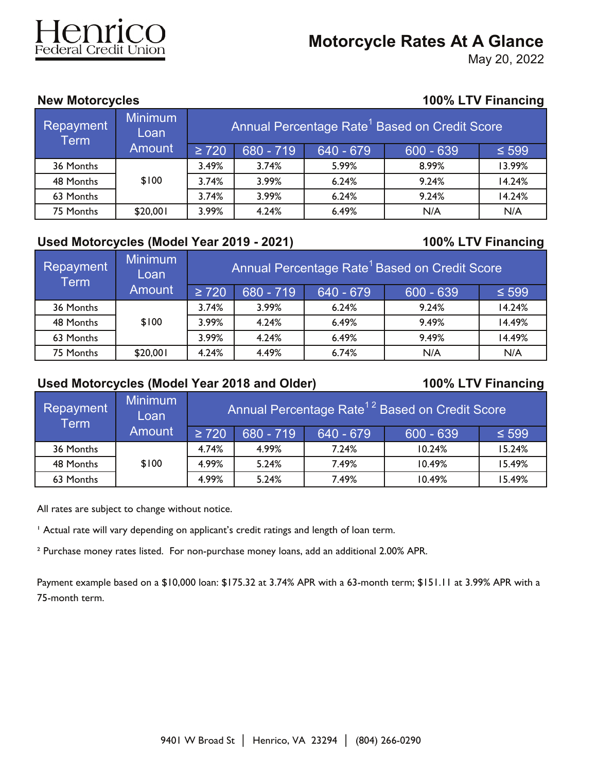Henrico Federal Credit Union

# Motorcycle Rates At A Glance

May 20, 2022

## New Motorcycles

**100% LTV Financing**

| Repayment Term | Minimum Loan Amount | Annual Percentage Rate[1] Based on Credit Score | | | | |
|---|---|---|---|---|---|---|
| | | ≥ 720 | 680 - 719 | 640 - 679 | 600 - 639 | ≤ 599 |
| 36 Months | $100 | 3.49% | 3.74% | 5.99% | 8.99% | 13.99% |
| 48 Months | | 3.74% | 3.99% | 6.24% | 9.24% | 14.24% |
| 63 Months | | 3.74% | 3.99% | 6.24% | 9.24% | 14.24% |
| 75 Months | $20,001 | 3.99% | 4.24% | 6.49% | N/A | N/A |

## Used Motorcycles (Model Year 2019 - 2021)

**100% LTV Financing**

| Repayment Term | Minimum Loan Amount | Annual Percentage Rate[1] Based on Credit Score | | | | |
|---|---|---|---|---|---|---|
| | | ≥ 720 | 680 - 719 | 640 - 679 | 600 - 639 | ≤ 599 |
| 36 Months | $100 | 3.74% | 3.99% | 6.24% | 9.24% | 14.24% |
| 48 Months | | 3.99% | 4.24% | 6.49% | 9.49% | 14.49% |
| 63 Months | | 3.99% | 4.24% | 6.49% | 9.49% | 14.49% |
| 75 Months | $20,001 | 4.24% | 4.49% | 6.74% | N/A | N/A |

## Used Motorcycles (Model Year 2018 and Older)

**100% LTV Financing**

| Repayment Term | Minimum Loan Amount | Annual Percentage Rate[1 2] Based on Credit Score | | | | |
|---|---|---|---|---|---|---|
| | | ≥ 720 | 680 - 719 | 640 - 679 | 600 - 639 | ≤ 599 |
| 36 Months | $100 | 4.74% | 4.99% | 7.24% | 10.24% | 15.24% |
| 48 Months | | 4.99% | 5.24% | 7.49% | 10.49% | 15.49% |
| 63 Months | | 4.99% | 5.24% | 7.49% | 10.49% | 15.49% |

All rates are subject to change without notice.

[1] Actual rate will vary depending on applicant's credit ratings and length of loan term.

[2] Purchase money rates listed. For non-purchase money loans, add an additional 2.00% APR.

Payment example based on a $10,000 loan: $175.32 at 3.74% APR with a 63-month term; $151.11 at 3.99% APR with a 75-month term.

9401 W Broad St | Henrico, VA 23294 | (804) 266-0290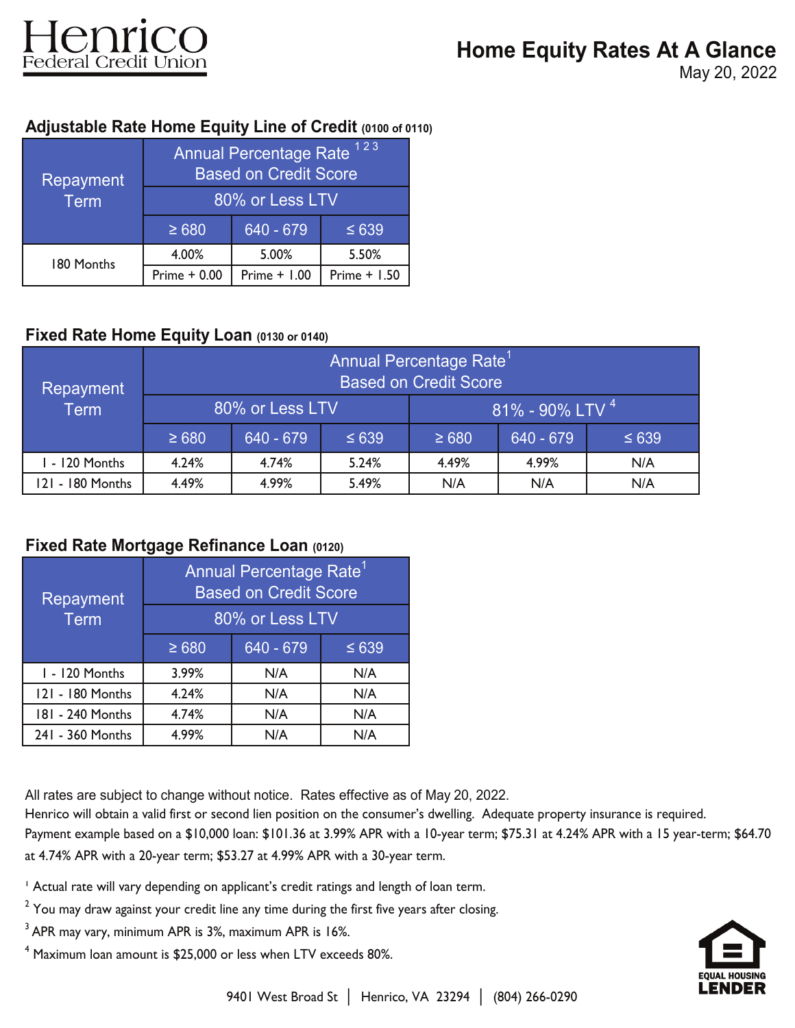Henrico
Federal Credit Union

# Home Equity Rates At A Glance

May 20, 2022

## Adjustable Rate Home Equity Line of Credit (0100 of 0110)

| Repayment Term | Annual Percentage Rate [1 2 3] Based on Credit Score | | |
|---|---|---|---|
| | 80% or Less LTV | | |
| | ≥ 680 | 640 - 679 | ≤ 639 |
| 180 Months | 4.00% | 5.00% | 5.50% |
| | Prime + 0.00 | Prime + 1.00 | Prime + 1.50 |

## Fixed Rate Home Equity Loan (0130 or 0140)

| Repayment Term | Annual Percentage Rate [1] Based on Credit Score | | | | | |
|---|---|---|---|---|---|---|
| | 80% or Less LTV | | | 81% - 90% LTV [4] | | |
| | ≥ 680 | 640 - 679 | ≤ 639 | ≥ 680 | 640 - 679 | ≤ 639 |
| 1 - 120 Months | 4.24% | 4.74% | 5.24% | 4.49% | 4.99% | N/A |
| 121 - 180 Months | 4.49% | 4.99% | 5.49% | N/A | N/A | N/A |

## Fixed Rate Mortgage Refinance Loan (0120)

| Repayment Term | Annual Percentage Rate [1] Based on Credit Score | | |
|---|---|---|---|
| | 80% or Less LTV | | |
| | ≥ 680 | 640 - 679 | ≤ 639 |
| 1 - 120 Months | 3.99% | N/A | N/A |
| 121 - 180 Months | 4.24% | N/A | N/A |
| 181 - 240 Months | 4.74% | N/A | N/A |
| 241 - 360 Months | 4.99% | N/A | N/A |

All rates are subject to change without notice. Rates effective as of May 20, 2022.
Henrico will obtain a valid first or second lien position on the consumer's dwelling. Adequate property insurance is required.
Payment example based on a $10,000 loan: $101.36 at 3.99% APR with a 10-year term; $75.31 at 4.24% APR with a 15 year-term; $64.70 at 4.74% APR with a 20-year term; $53.27 at 4.99% APR with a 30-year term.

[1] Actual rate will vary depending on applicant's credit ratings and length of loan term.

[2] You may draw against your credit line any time during the first five years after closing.

[3] APR may vary, minimum APR is 3%, maximum APR is 16%.

[4] Maximum loan amount is $25,000 or less when LTV exceeds 80%.

EQUAL HOUSING LENDER

9401 West Broad St | Henrico, VA 23294 | (804) 266-0290